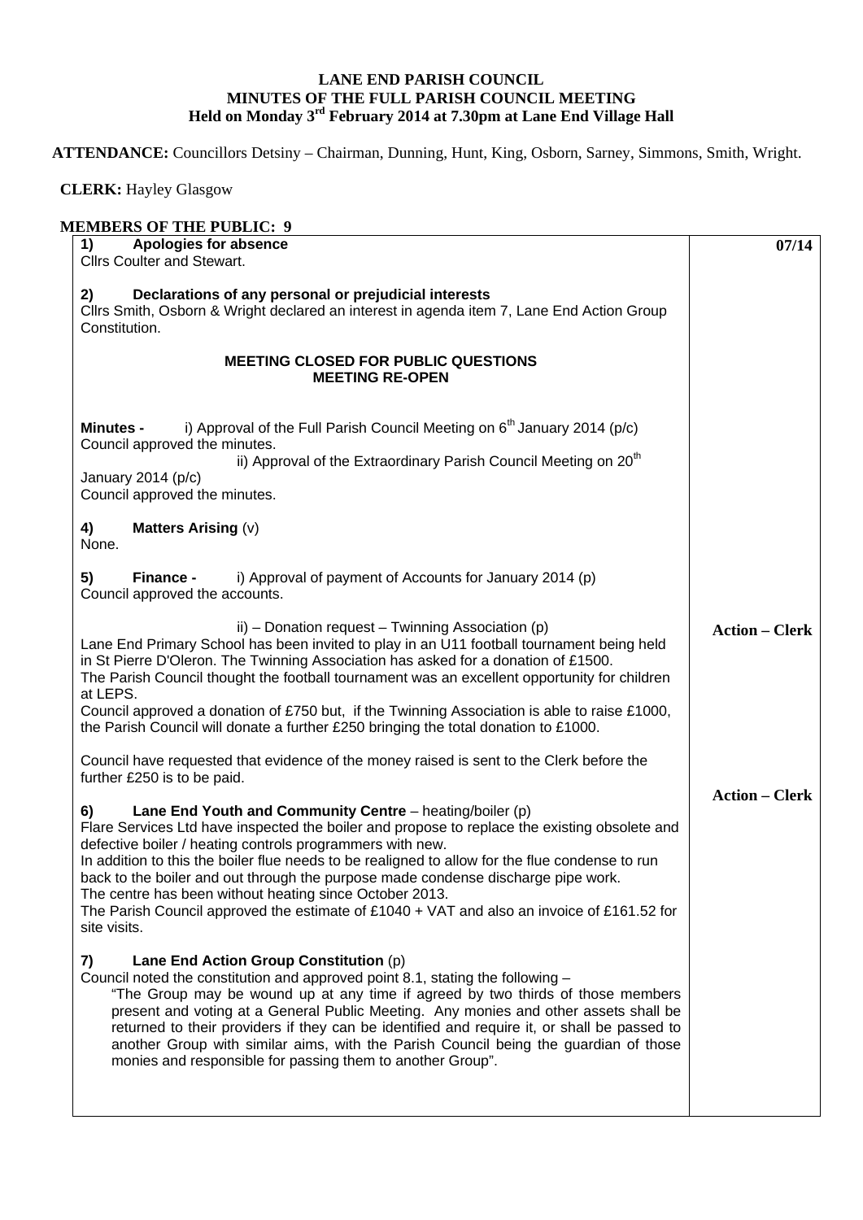# LANE END PARISH COUNCIL
## MINUTES OF THE FULL PARISH COUNCIL MEETING
### Held on Monday 3rd February 2014 at 7.30pm at Lane End Village Hall

**ATTENDANCE:** Councillors Detsiny – Chairman, Dunning, Hunt, King, Osborn, Sarney, Simmons, Smith, Wright.

**CLERK:** Hayley Glasgow

**MEMBERS OF THE PUBLIC: 9**

| | **07/14** |
|---|---|
| **1) Apologies for absence**<br>Cllrs Coulter and Stewart. | |
| **2) Declarations of any personal or prejudicial interests**<br>Cllrs Smith, Osborn & Wright declared an interest in agenda item 7, Lane End Action Group Constitution. | |
| **MEETING CLOSED FOR PUBLIC QUESTIONS**<br>**MEETING RE-OPEN** | |
| **Minutes -** i) Approval of the Full Parish Council Meeting on 6th January 2014 (p/c)<br>Council approved the minutes.<br>ii) Approval of the Extraordinary Parish Council Meeting on 20th January 2014 (p/c)<br>Council approved the minutes. | |
| **4) Matters Arising** (v)<br>None. | |
| **5) Finance -** i) Approval of payment of Accounts for January 2014 (p)<br>Council approved the accounts. | |
| ii) – Donation request – Twinning Association (p)<br>Lane End Primary School has been invited to play in an U11 football tournament being held in St Pierre D'Oleron. The Twinning Association has asked for a donation of £1500.<br>The Parish Council thought the football tournament was an excellent opportunity for children at LEPS.<br>Council approved a donation of £750 but, if the Twinning Association is able to raise £1000, the Parish Council will donate a further £250 bringing the total donation to £1000.<br><br>Council have requested that evidence of the money raised is sent to the Clerk before the further £250 is to be paid. | **Action – Clerk** |
| **6) Lane End Youth and Community Centre** – heating/boiler (p)<br>Flare Services Ltd have inspected the boiler and propose to replace the existing obsolete and defective boiler / heating controls programmers with new.<br>In addition to this the boiler flue needs to be realigned to allow for the flue condense to run back to the boiler and out through the purpose made condense discharge pipe work.<br>The centre has been without heating since October 2013.<br>The Parish Council approved the estimate of £1040 + VAT and also an invoice of £161.52 for site visits. | **Action – Clerk** |
| **7) Lane End Action Group Constitution** (p)<br>Council noted the constitution and approved point 8.1, stating the following –<br>"The Group may be wound up at any time if agreed by two thirds of those members present and voting at a General Public Meeting. Any monies and other assets shall be returned to their providers if they can be identified and require it, or shall be passed to another Group with similar aims, with the Parish Council being the guardian of those monies and responsible for passing them to another Group". | |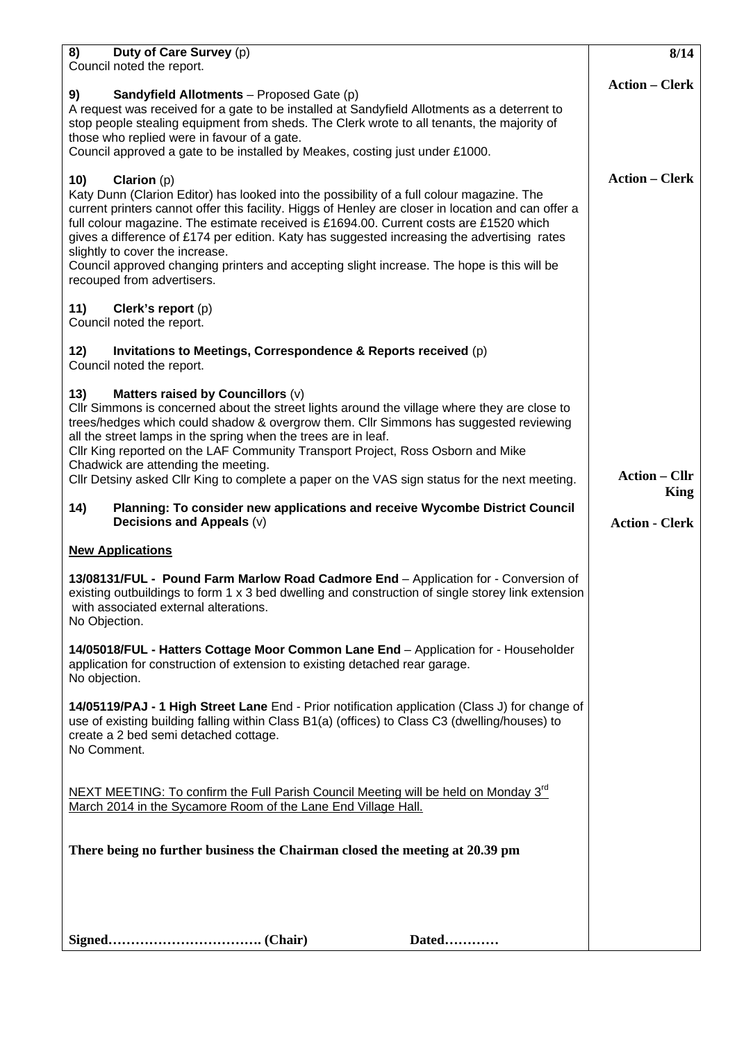**8/14**

**8) Duty of Care Survey** (p)
Council noted the report.

**9) Sandyfield Allotments** – Proposed Gate (p)
A request was received for a gate to be installed at Sandyfield Allotments as a deterrent to stop people stealing equipment from sheds. The Clerk wrote to all tenants, the majority of those who replied were in favour of a gate.
Council approved a gate to be installed by Meakes, costing just under £1000.

**Action – Clerk**

**10) Clarion** (p)
Katy Dunn (Clarion Editor) has looked into the possibility of a full colour magazine. The current printers cannot offer this facility. Higgs of Henley are closer in location and can offer a full colour magazine. The estimate received is £1694.00. Current costs are £1520 which gives a difference of £174 per edition. Katy has suggested increasing the advertising rates slightly to cover the increase.
Council approved changing printers and accepting slight increase. The hope is this will be recouped from advertisers.

**Action – Clerk**

**11) Clerk's report** (p)
Council noted the report.

**12) Invitations to Meetings, Correspondence & Reports received** (p)
Council noted the report.

**13) Matters raised by Councillors** (v)
Cllr Simmons is concerned about the street lights around the village where they are close to trees/hedges which could shadow & overgrow them. Cllr Simmons has suggested reviewing all the street lamps in the spring when the trees are in leaf.
Cllr King reported on the LAF Community Transport Project, Ross Osborn and Mike Chadwick are attending the meeting.
Cllr Detsiny asked Cllr King to complete a paper on the VAS sign status for the next meeting.

**Action – Cllr King**

**14) Planning: To consider new applications and receive Wycombe District Council Decisions and Appeals** (v)

**Action - Clerk**

**New Applications**

**13/08131/FUL - Pound Farm Marlow Road Cadmore End** – Application for - Conversion of existing outbuildings to form 1 x 3 bed dwelling and construction of single storey link extension with associated external alterations.
No Objection.

**14/05018/FUL - Hatters Cottage Moor Common Lane End** – Application for - Householder application for construction of extension to existing detached rear garage.
No objection.

**14/05119/PAJ - 1 High Street Lane** End - Prior notification application (Class J) for change of use of existing building falling within Class B1(a) (offices) to Class C3 (dwelling/houses) to create a 2 bed semi detached cottage.
No Comment.

NEXT MEETING: To confirm the Full Parish Council Meeting will be held on Monday 3rd March 2014 in the Sycamore Room of the Lane End Village Hall.

**There being no further business the Chairman closed the meeting at 20.39 pm**

**Signed……………………………. (Chair)** **Dated…………**